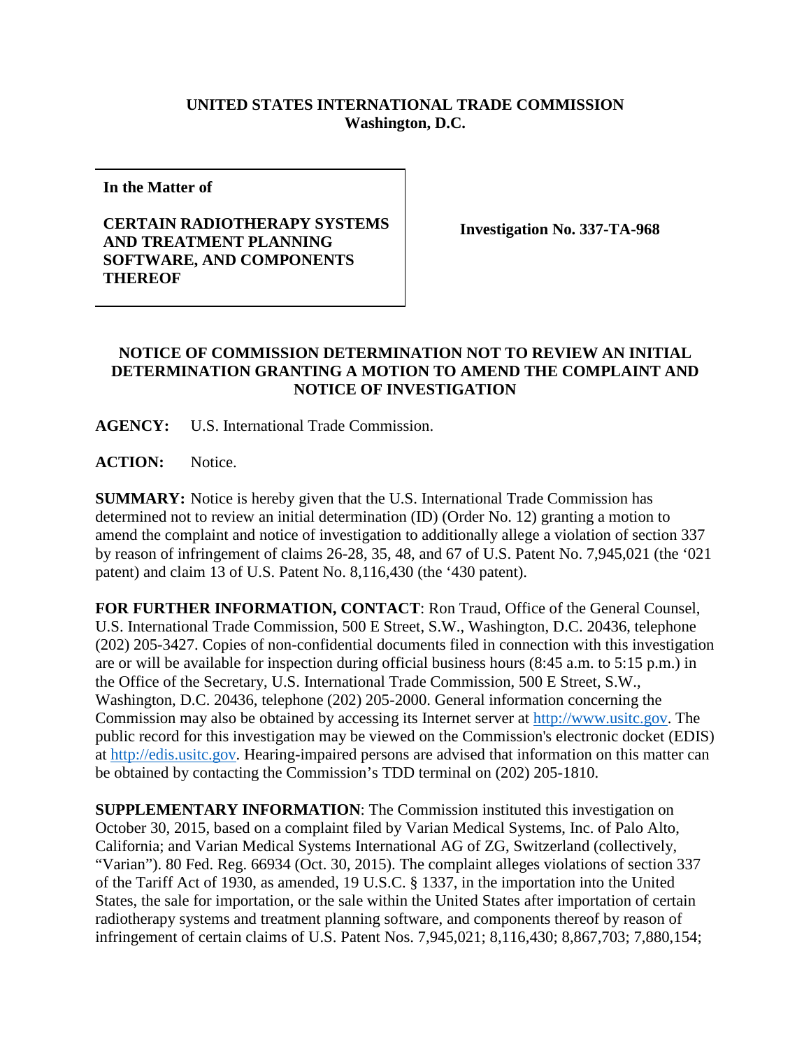**UNITED STATES INTERNATIONAL TRADE COMMISSION**
**Washington, D.C.**

| **In the Matter of**<br><br>**CERTAIN RADIOTHERAPY SYSTEMS AND TREATMENT PLANNING SOFTWARE, AND COMPONENTS THEREOF** | **Investigation No. 337-TA-968** |
|---|---|

**NOTICE OF COMMISSION DETERMINATION NOT TO REVIEW AN INITIAL DETERMINATION GRANTING A MOTION TO AMEND THE COMPLAINT AND NOTICE OF INVESTIGATION**

**AGENCY:** U.S. International Trade Commission.

**ACTION:** Notice.

**SUMMARY:** Notice is hereby given that the U.S. International Trade Commission has determined not to review an initial determination (ID) (Order No. 12) granting a motion to amend the complaint and notice of investigation to additionally allege a violation of section 337 by reason of infringement of claims 26-28, 35, 48, and 67 of U.S. Patent No. 7,945,021 (the '021 patent) and claim 13 of U.S. Patent No. 8,116,430 (the '430 patent).

**FOR FURTHER INFORMATION, CONTACT**: Ron Traud, Office of the General Counsel, U.S. International Trade Commission, 500 E Street, S.W., Washington, D.C. 20436, telephone (202) 205-3427. Copies of non-confidential documents filed in connection with this investigation are or will be available for inspection during official business hours (8:45 a.m. to 5:15 p.m.) in the Office of the Secretary, U.S. International Trade Commission, 500 E Street, S.W., Washington, D.C. 20436, telephone (202) 205-2000. General information concerning the Commission may also be obtained by accessing its Internet server at http://www.usitc.gov. The public record for this investigation may be viewed on the Commission's electronic docket (EDIS) at http://edis.usitc.gov. Hearing-impaired persons are advised that information on this matter can be obtained by contacting the Commission's TDD terminal on (202) 205-1810.

**SUPPLEMENTARY INFORMATION**: The Commission instituted this investigation on October 30, 2015, based on a complaint filed by Varian Medical Systems, Inc. of Palo Alto, California; and Varian Medical Systems International AG of ZG, Switzerland (collectively, "Varian"). 80 Fed. Reg. 66934 (Oct. 30, 2015). The complaint alleges violations of section 337 of the Tariff Act of 1930, as amended, 19 U.S.C. § 1337, in the importation into the United States, the sale for importation, or the sale within the United States after importation of certain radiotherapy systems and treatment planning software, and components thereof by reason of infringement of certain claims of U.S. Patent Nos. 7,945,021; 8,116,430; 8,867,703; 7,880,154;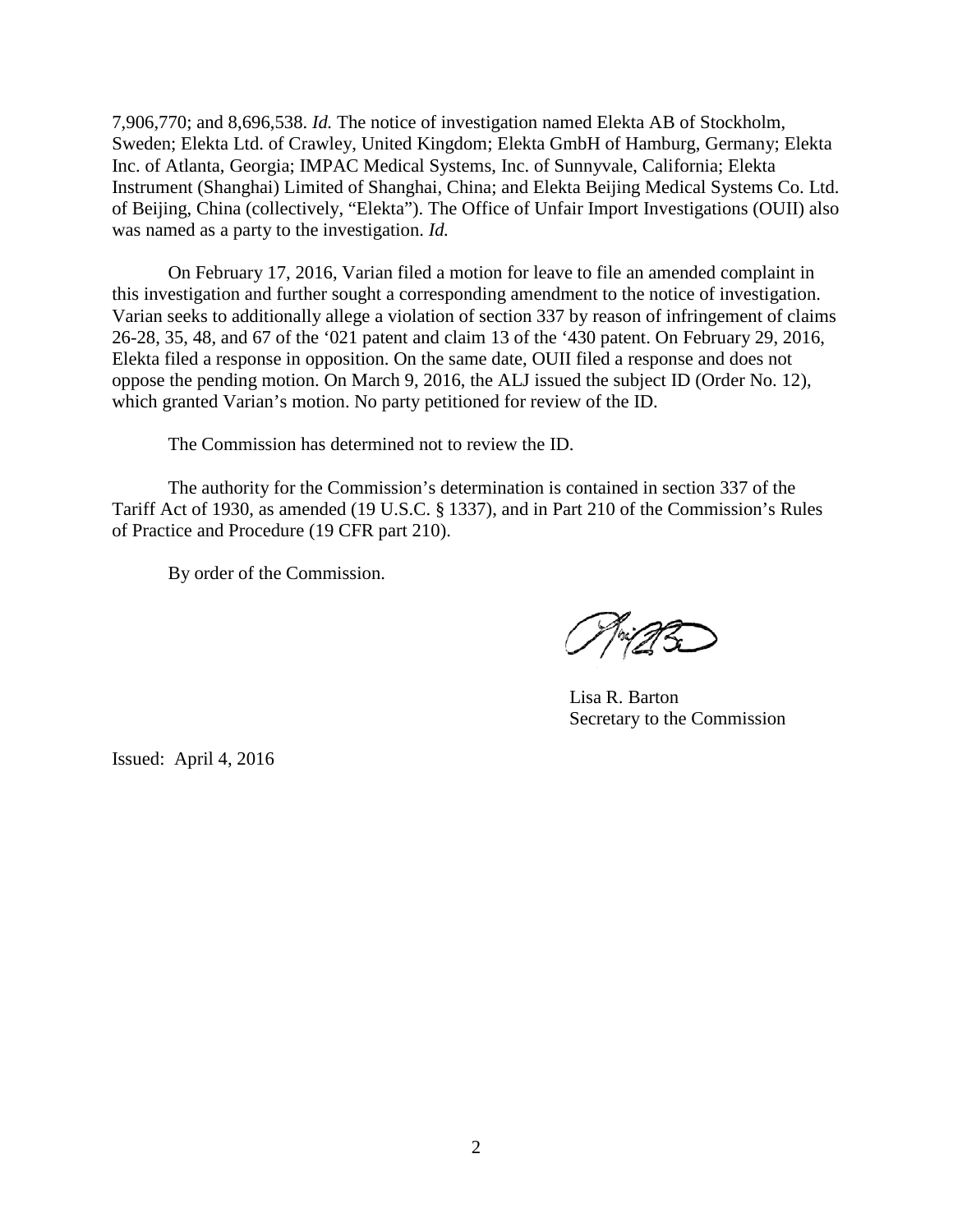7,906,770; and 8,696,538. *Id.* The notice of investigation named Elekta AB of Stockholm, Sweden; Elekta Ltd. of Crawley, United Kingdom; Elekta GmbH of Hamburg, Germany; Elekta Inc. of Atlanta, Georgia; IMPAC Medical Systems, Inc. of Sunnyvale, California; Elekta Instrument (Shanghai) Limited of Shanghai, China; and Elekta Beijing Medical Systems Co. Ltd. of Beijing, China (collectively, "Elekta"). The Office of Unfair Import Investigations (OUII) also was named as a party to the investigation. *Id.*

On February 17, 2016, Varian filed a motion for leave to file an amended complaint in this investigation and further sought a corresponding amendment to the notice of investigation. Varian seeks to additionally allege a violation of section 337 by reason of infringement of claims 26-28, 35, 48, and 67 of the '021 patent and claim 13 of the '430 patent. On February 29, 2016, Elekta filed a response in opposition. On the same date, OUII filed a response and does not oppose the pending motion. On March 9, 2016, the ALJ issued the subject ID (Order No. 12), which granted Varian's motion. No party petitioned for review of the ID.

The Commission has determined not to review the ID.

The authority for the Commission's determination is contained in section 337 of the Tariff Act of 1930, as amended (19 U.S.C. § 1337), and in Part 210 of the Commission's Rules of Practice and Procedure (19 CFR part 210).

By order of the Commission.

Lisa R. Barton
Secretary to the Commission

Issued: April 4, 2016